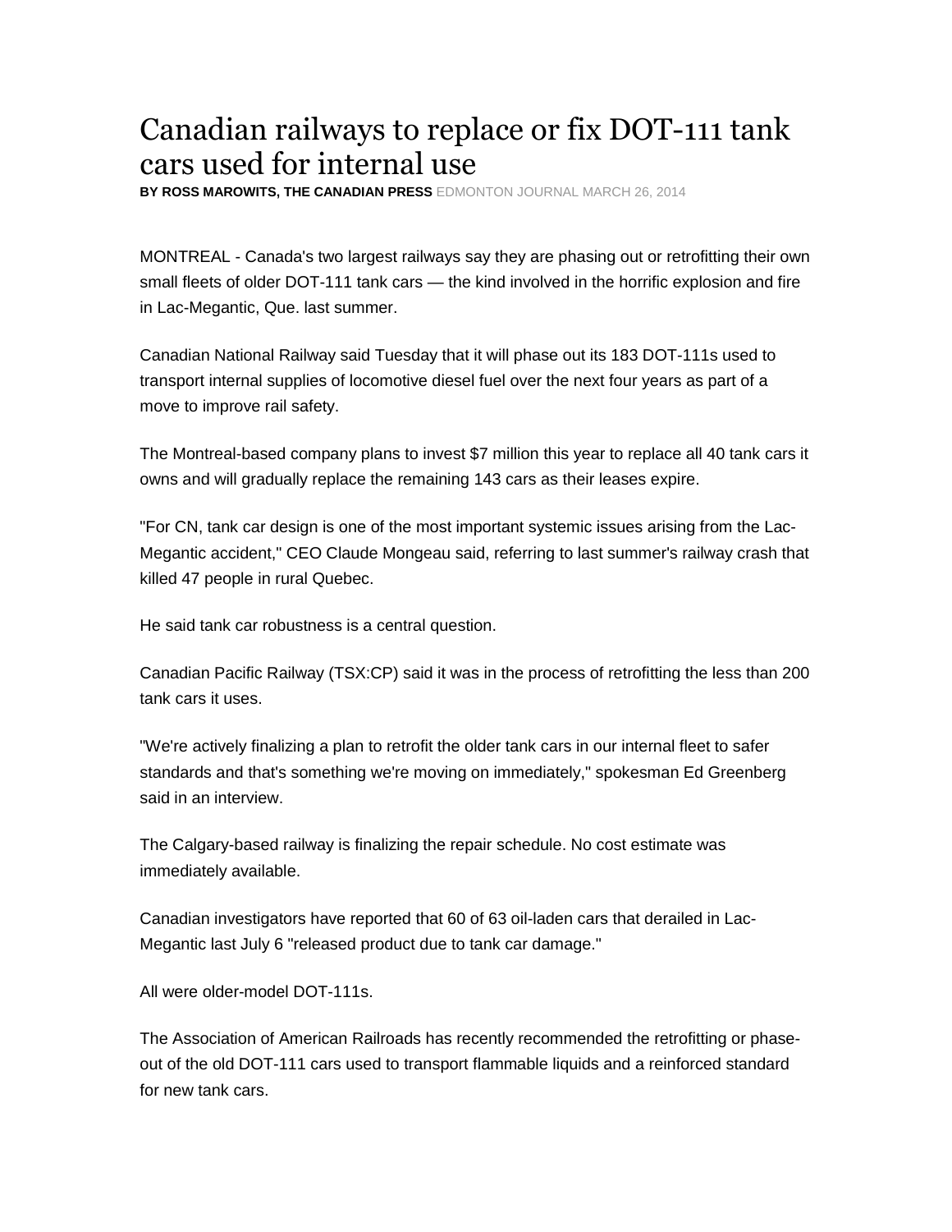# Canadian railways to replace or fix DOT-111 tank cars used for internal use

**BY ROSS MAROWITS, THE CANADIAN PRESS** EDMONTON JOURNAL MARCH 26, 2014

MONTREAL - Canada's two largest railways say they are phasing out or retrofitting their own small fleets of older DOT-111 tank cars — the kind involved in the horrific explosion and fire in Lac-Megantic, Que. last summer.

Canadian National Railway said Tuesday that it will phase out its 183 DOT-111s used to transport internal supplies of locomotive diesel fuel over the next four years as part of a move to improve rail safety.

The Montreal-based company plans to invest $7 million this year to replace all 40 tank cars it owns and will gradually replace the remaining 143 cars as their leases expire.

"For CN, tank car design is one of the most important systemic issues arising from the Lac-Megantic accident," CEO Claude Mongeau said, referring to last summer's railway crash that killed 47 people in rural Quebec.

He said tank car robustness is a central question.

Canadian Pacific Railway (TSX:CP) said it was in the process of retrofitting the less than 200 tank cars it uses.

"We're actively finalizing a plan to retrofit the older tank cars in our internal fleet to safer standards and that's something we're moving on immediately," spokesman Ed Greenberg said in an interview.

The Calgary-based railway is finalizing the repair schedule. No cost estimate was immediately available.

Canadian investigators have reported that 60 of 63 oil-laden cars that derailed in Lac-Megantic last July 6 "released product due to tank car damage."

All were older-model DOT-111s.

The Association of American Railroads has recently recommended the retrofitting or phase-out of the old DOT-111 cars used to transport flammable liquids and a reinforced standard for new tank cars.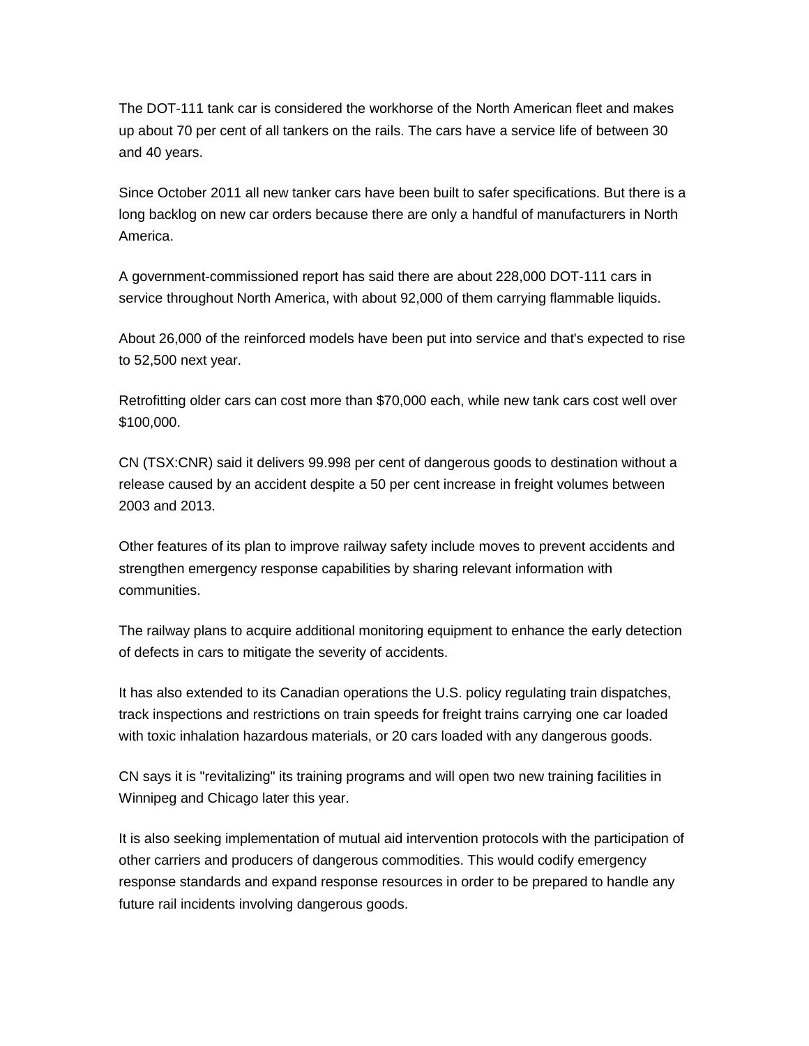The DOT-111 tank car is considered the workhorse of the North American fleet and makes up about 70 per cent of all tankers on the rails. The cars have a service life of between 30 and 40 years.

Since October 2011 all new tanker cars have been built to safer specifications. But there is a long backlog on new car orders because there are only a handful of manufacturers in North America.

A government-commissioned report has said there are about 228,000 DOT-111 cars in service throughout North America, with about 92,000 of them carrying flammable liquids.

About 26,000 of the reinforced models have been put into service and that's expected to rise to 52,500 next year.

Retrofitting older cars can cost more than $70,000 each, while new tank cars cost well over $100,000.

CN (TSX:CNR) said it delivers 99.998 per cent of dangerous goods to destination without a release caused by an accident despite a 50 per cent increase in freight volumes between 2003 and 2013.

Other features of its plan to improve railway safety include moves to prevent accidents and strengthen emergency response capabilities by sharing relevant information with communities.

The railway plans to acquire additional monitoring equipment to enhance the early detection of defects in cars to mitigate the severity of accidents.

It has also extended to its Canadian operations the U.S. policy regulating train dispatches, track inspections and restrictions on train speeds for freight trains carrying one car loaded with toxic inhalation hazardous materials, or 20 cars loaded with any dangerous goods.

CN says it is "revitalizing" its training programs and will open two new training facilities in Winnipeg and Chicago later this year.

It is also seeking implementation of mutual aid intervention protocols with the participation of other carriers and producers of dangerous commodities. This would codify emergency response standards and expand response resources in order to be prepared to handle any future rail incidents involving dangerous goods.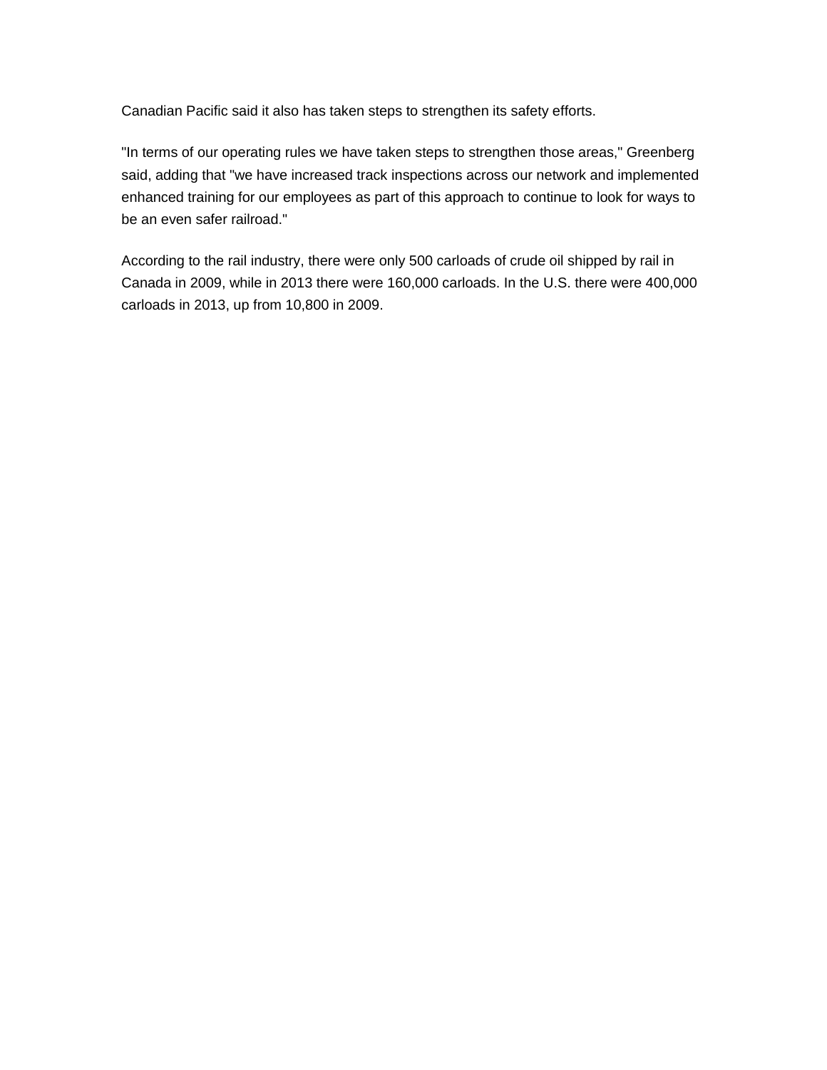Canadian Pacific said it also has taken steps to strengthen its safety efforts.

"In terms of our operating rules we have taken steps to strengthen those areas," Greenberg said, adding that "we have increased track inspections across our network and implemented enhanced training for our employees as part of this approach to continue to look for ways to be an even safer railroad."

According to the rail industry, there were only 500 carloads of crude oil shipped by rail in Canada in 2009, while in 2013 there were 160,000 carloads. In the U.S. there were 400,000 carloads in 2013, up from 10,800 in 2009.